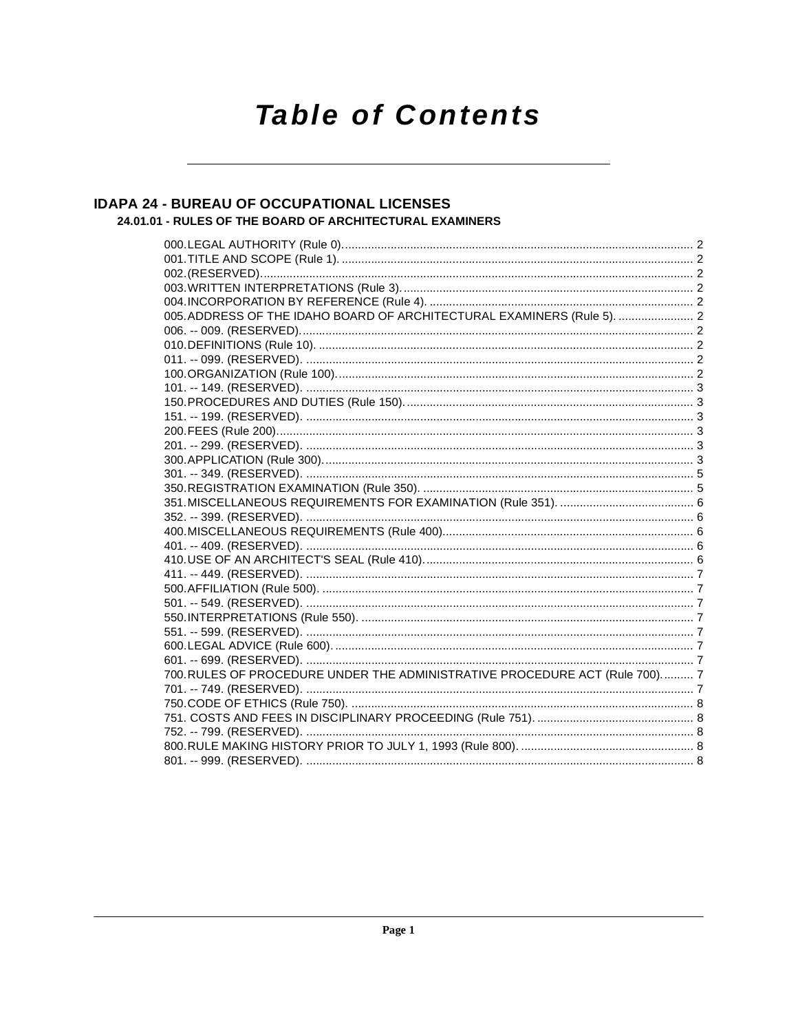# Table of Contents

## IDAPA 24 - BUREAU OF OCCUPATIONAL LICENSES

### 24.01.01 - RULES OF THE BOARD OF ARCHITECTURAL EXAMINERS

000. LEGAL AUTHORITY (Rule 0) ..... 2
001. TITLE AND SCOPE (Rule 1) ..... 2
002. (RESERVED) ..... 2
003. WRITTEN INTERPRETATIONS (Rule 3) ..... 2
004. INCORPORATION BY REFERENCE (Rule 4) ..... 2
005. ADDRESS OF THE IDAHO BOARD OF ARCHITECTURAL EXAMINERS (Rule 5) ..... 2
006. -- 009. (RESERVED) ..... 2
010. DEFINITIONS (Rule 10) ..... 2
011. -- 099. (RESERVED) ..... 2
100. ORGANIZATION (Rule 100) ..... 2
101. -- 149. (RESERVED) ..... 3
150. PROCEDURES AND DUTIES (Rule 150) ..... 3
151. -- 199. (RESERVED) ..... 3
200. FEES (Rule 200) ..... 3
201. -- 299. (RESERVED) ..... 3
300. APPLICATION (Rule 300) ..... 3
301. -- 349. (RESERVED) ..... 5
350. REGISTRATION EXAMINATION (Rule 350) ..... 5
351. MISCELLANEOUS REQUIREMENTS FOR EXAMINATION (Rule 351) ..... 6
352. -- 399. (RESERVED) ..... 6
400. MISCELLANEOUS REQUIREMENTS (Rule 400) ..... 6
401. -- 409. (RESERVED) ..... 6
410. USE OF AN ARCHITECT'S SEAL (Rule 410) ..... 6
411. -- 449. (RESERVED) ..... 7
500. AFFILIATION (Rule 500) ..... 7
501. -- 549. (RESERVED) ..... 7
550. INTERPRETATIONS (Rule 550) ..... 7
551. -- 599. (RESERVED) ..... 7
600. LEGAL ADVICE (Rule 600) ..... 7
601. -- 699. (RESERVED) ..... 7
700. RULES OF PROCEDURE UNDER THE ADMINISTRATIVE PROCEDURE ACT (Rule 700) ..... 7
701. -- 749. (RESERVED) ..... 7
750. CODE OF ETHICS (Rule 750) ..... 8
751. COSTS AND FEES IN DISCIPLINARY PROCEEDING (Rule 751) ..... 8
752. -- 799. (RESERVED) ..... 8
800. RULE MAKING HISTORY PRIOR TO JULY 1, 1993 (Rule 800) ..... 8
801. -- 999. (RESERVED) ..... 8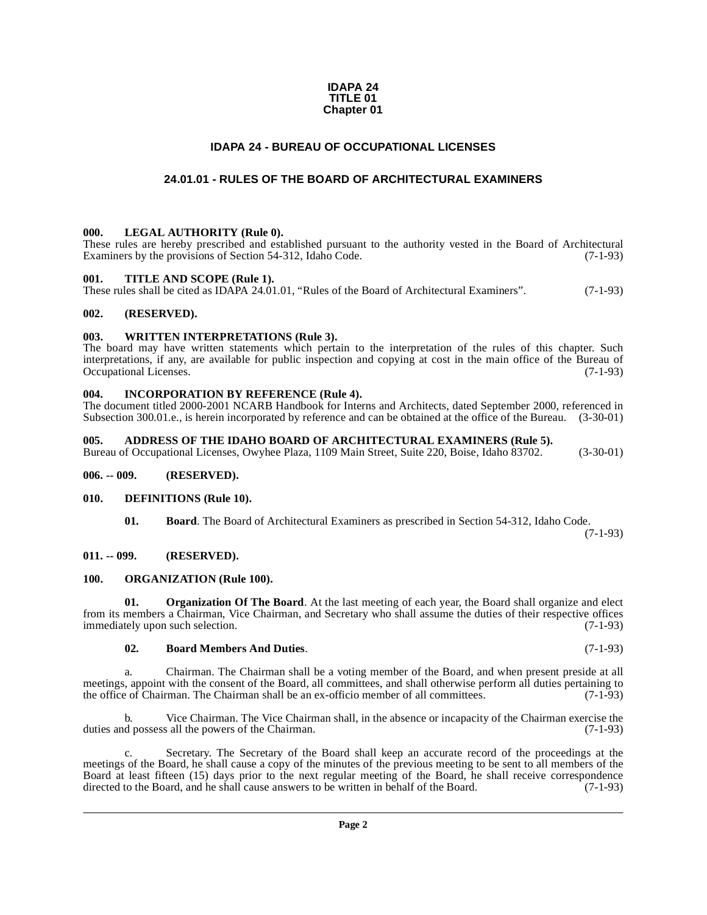**IDAPA 24**
**TITLE 01**
**Chapter 01**

# IDAPA 24 - BUREAU OF OCCUPATIONAL LICENSES

## 24.01.01 - RULES OF THE BOARD OF ARCHITECTURAL EXAMINERS

### 000. LEGAL AUTHORITY (Rule 0).

These rules are hereby prescribed and established pursuant to the authority vested in the Board of Architectural Examiners by the provisions of Section 54-312, Idaho Code. (7-1-93)

### 001. TITLE AND SCOPE (Rule 1).

These rules shall be cited as IDAPA 24.01.01, "Rules of the Board of Architectural Examiners". (7-1-93)

### 002. (RESERVED).

### 003. WRITTEN INTERPRETATIONS (Rule 3).

The board may have written statements which pertain to the interpretation of the rules of this chapter. Such interpretations, if any, are available for public inspection and copying at cost in the main office of the Bureau of Occupational Licenses. (7-1-93)

### 004. INCORPORATION BY REFERENCE (Rule 4).

The document titled 2000-2001 NCARB Handbook for Interns and Architects, dated September 2000, referenced in Subsection 300.01.e., is herein incorporated by reference and can be obtained at the office of the Bureau. (3-30-01)

### 005. ADDRESS OF THE IDAHO BOARD OF ARCHITECTURAL EXAMINERS (Rule 5).

Bureau of Occupational Licenses, Owyhee Plaza, 1109 Main Street, Suite 220, Boise, Idaho 83702. (3-30-01)

### 006. -- 009. (RESERVED).

### 010. DEFINITIONS (Rule 10).

**01. Board**. The Board of Architectural Examiners as prescribed in Section 54-312, Idaho Code. (7-1-93)

### 011. -- 099. (RESERVED).

### 100. ORGANIZATION (Rule 100).

**01. Organization Of The Board**. At the last meeting of each year, the Board shall organize and elect from its members a Chairman, Vice Chairman, and Secretary who shall assume the duties of their respective offices immediately upon such selection. (7-1-93)

**02. Board Members And Duties**. (7-1-93)

a. Chairman. The Chairman shall be a voting member of the Board, and when present preside at all meetings, appoint with the consent of the Board, all committees, and shall otherwise perform all duties pertaining to the office of Chairman. The Chairman shall be an ex-officio member of all committees. (7-1-93)

b. Vice Chairman. The Vice Chairman shall, in the absence or incapacity of the Chairman exercise the duties and possess all the powers of the Chairman. (7-1-93)

c. Secretary. The Secretary of the Board shall keep an accurate record of the proceedings at the meetings of the Board, he shall cause a copy of the minutes of the previous meeting to be sent to all members of the Board at least fifteen (15) days prior to the next regular meeting of the Board, he shall receive correspondence directed to the Board, and he shall cause answers to be written in behalf of the Board. (7-1-93)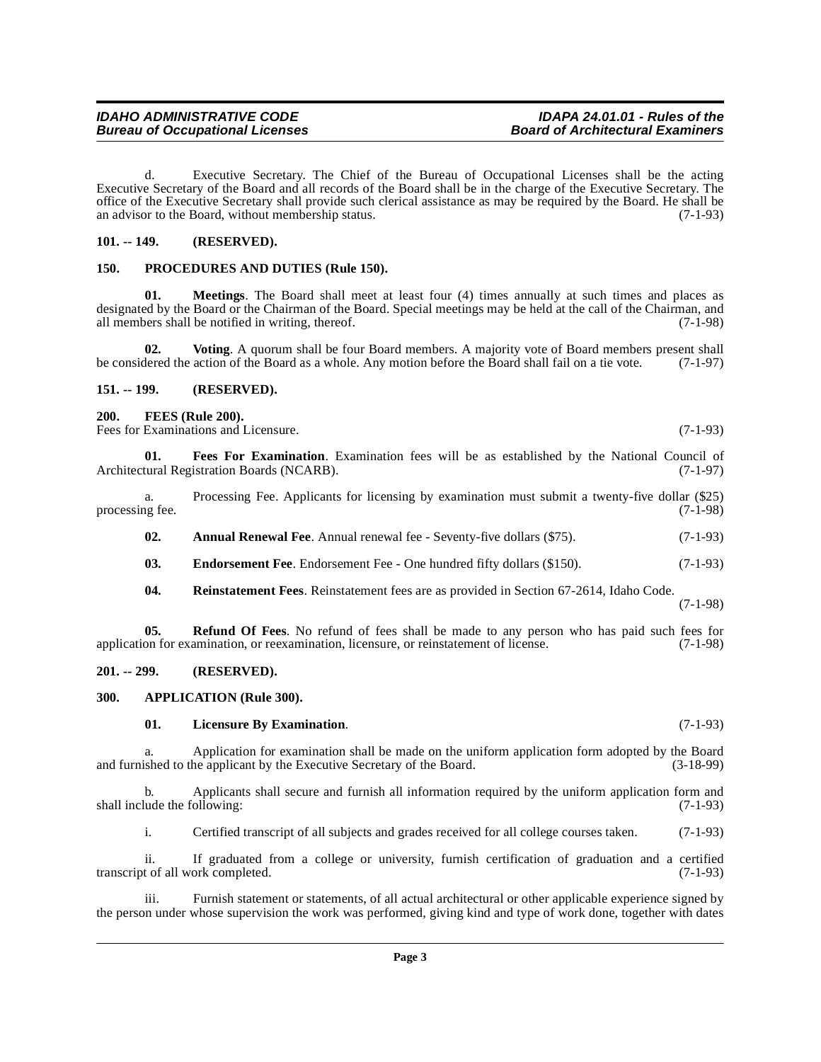d. Executive Secretary. The Chief of the Bureau of Occupational Licenses shall be the acting Executive Secretary of the Board and all records of the Board shall be in the charge of the Executive Secretary. The office of the Executive Secretary shall provide such clerical assistance as may be required by the Board. He shall be an advisor to the Board, without membership status. (7-1-93)

### 101. -- 149. (RESERVED).

### 150. PROCEDURES AND DUTIES (Rule 150).

**01. Meetings**. The Board shall meet at least four (4) times annually at such times and places as designated by the Board or the Chairman of the Board. Special meetings may be held at the call of the Chairman, and all members shall be notified in writing, thereof. (7-1-98)

**02. Voting**. A quorum shall be four Board members. A majority vote of Board members present shall be considered the action of the Board as a whole. Any motion before the Board shall fail on a tie vote. (7-1-97)

### 151. -- 199. (RESERVED).

### 200. FEES (Rule 200).

Fees for Examinations and Licensure. (7-1-93)

**01. Fees For Examination**. Examination fees will be as established by the National Council of Architectural Registration Boards (NCARB). (7-1-97)

a. Processing Fee. Applicants for licensing by examination must submit a twenty-five dollar ($25) processing fee. (7-1-98)

**02. Annual Renewal Fee**. Annual renewal fee - Seventy-five dollars ($75). (7-1-93)

**03. Endorsement Fee**. Endorsement Fee - One hundred fifty dollars ($150). (7-1-93)

**04. Reinstatement Fees**. Reinstatement fees are as provided in Section 67-2614, Idaho Code. (7-1-98)

**05. Refund Of Fees**. No refund of fees shall be made to any person who has paid such fees for application for examination, or reexamination, licensure, or reinstatement of license. (7-1-98)

### 201. -- 299. (RESERVED).

### 300. APPLICATION (Rule 300).

**01. Licensure By Examination**. (7-1-93)

a. Application for examination shall be made on the uniform application form adopted by the Board and furnished to the applicant by the Executive Secretary of the Board. (3-18-99)

b. Applicants shall secure and furnish all information required by the uniform application form and shall include the following: (7-1-93)

i. Certified transcript of all subjects and grades received for all college courses taken. (7-1-93)

ii. If graduated from a college or university, furnish certification of graduation and a certified transcript of all work completed. (7-1-93)

iii. Furnish statement or statements, of all actual architectural or other applicable experience signed by the person under whose supervision the work was performed, giving kind and type of work done, together with dates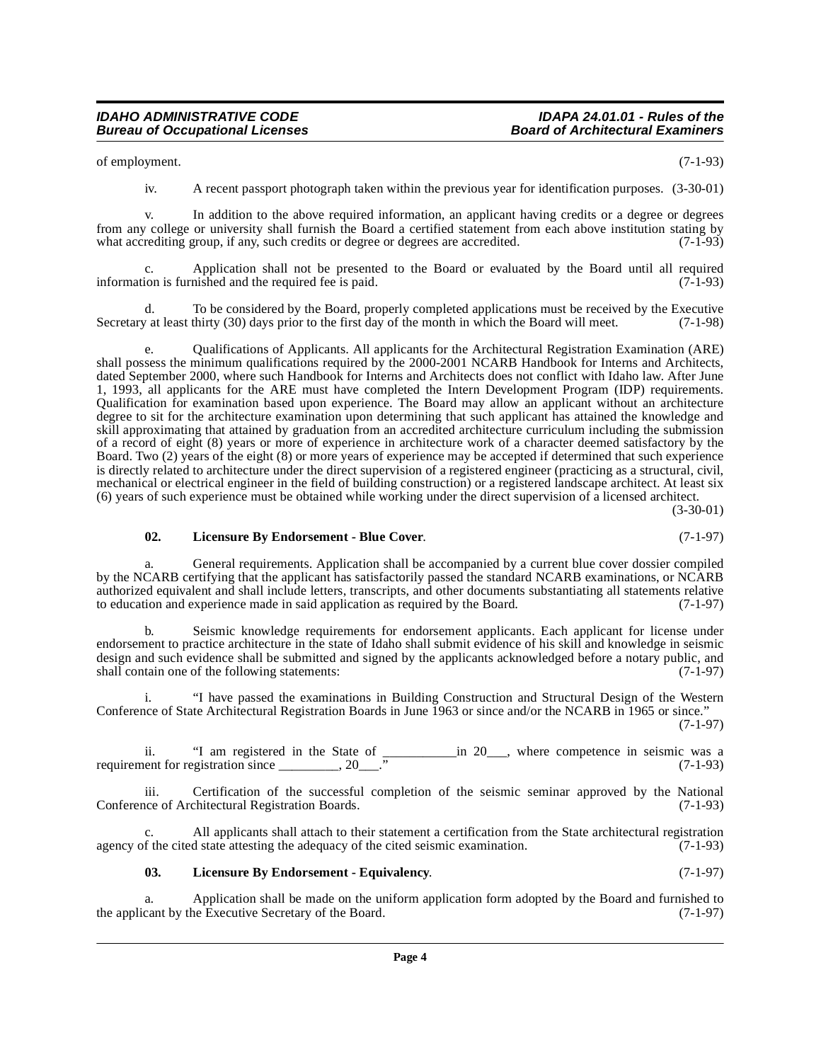of employment. (7-1-93)

iv. A recent passport photograph taken within the previous year for identification purposes. (3-30-01)

v. In addition to the above required information, an applicant having credits or a degree or degrees from any college or university shall furnish the Board a certified statement from each above institution stating by what accrediting group, if any, such credits or degree or degrees are accredited. (7-1-93)

c. Application shall not be presented to the Board or evaluated by the Board until all required information is furnished and the required fee is paid. (7-1-93)

d. To be considered by the Board, properly completed applications must be received by the Executive Secretary at least thirty (30) days prior to the first day of the month in which the Board will meet. (7-1-98)

e. Qualifications of Applicants. All applicants for the Architectural Registration Examination (ARE) shall possess the minimum qualifications required by the 2000-2001 NCARB Handbook for Interns and Architects, dated September 2000, where such Handbook for Interns and Architects does not conflict with Idaho law. After June 1, 1993, all applicants for the ARE must have completed the Intern Development Program (IDP) requirements. Qualification for examination based upon experience. The Board may allow an applicant without an architecture degree to sit for the architecture examination upon determining that such applicant has attained the knowledge and skill approximating that attained by graduation from an accredited architecture curriculum including the submission of a record of eight (8) years or more of experience in architecture work of a character deemed satisfactory by the Board. Two (2) years of the eight (8) or more years of experience may be accepted if determined that such experience is directly related to architecture under the direct supervision of a registered engineer (practicing as a structural, civil, mechanical or electrical engineer in the field of building construction) or a registered landscape architect. At least six (6) years of such experience must be obtained while working under the direct supervision of a licensed architect. (3-30-01)

**02. Licensure By Endorsement - Blue Cover**. (7-1-97)

a. General requirements. Application shall be accompanied by a current blue cover dossier compiled by the NCARB certifying that the applicant has satisfactorily passed the standard NCARB examinations, or NCARB authorized equivalent and shall include letters, transcripts, and other documents substantiating all statements relative to education and experience made in said application as required by the Board. (7-1-97)

b. Seismic knowledge requirements for endorsement applicants. Each applicant for license under endorsement to practice architecture in the state of Idaho shall submit evidence of his skill and knowledge in seismic design and such evidence shall be submitted and signed by the applicants acknowledged before a notary public, and shall contain one of the following statements: (7-1-97)

i. "I have passed the examinations in Building Construction and Structural Design of the Western Conference of State Architectural Registration Boards in June 1963 or since and/or the NCARB in 1965 or since." (7-1-97)

ii. "I am registered in the State of ___________in 20___, where competence in seismic was a requirement for registration since _________, 20___." (7-1-93)

iii. Certification of the successful completion of the seismic seminar approved by the National Conference of Architectural Registration Boards. (7-1-93)

c. All applicants shall attach to their statement a certification from the State architectural registration agency of the cited state attesting the adequacy of the cited seismic examination. (7-1-93)

**03. Licensure By Endorsement - Equivalency**. (7-1-97)

a. Application shall be made on the uniform application form adopted by the Board and furnished to the applicant by the Executive Secretary of the Board. (7-1-97)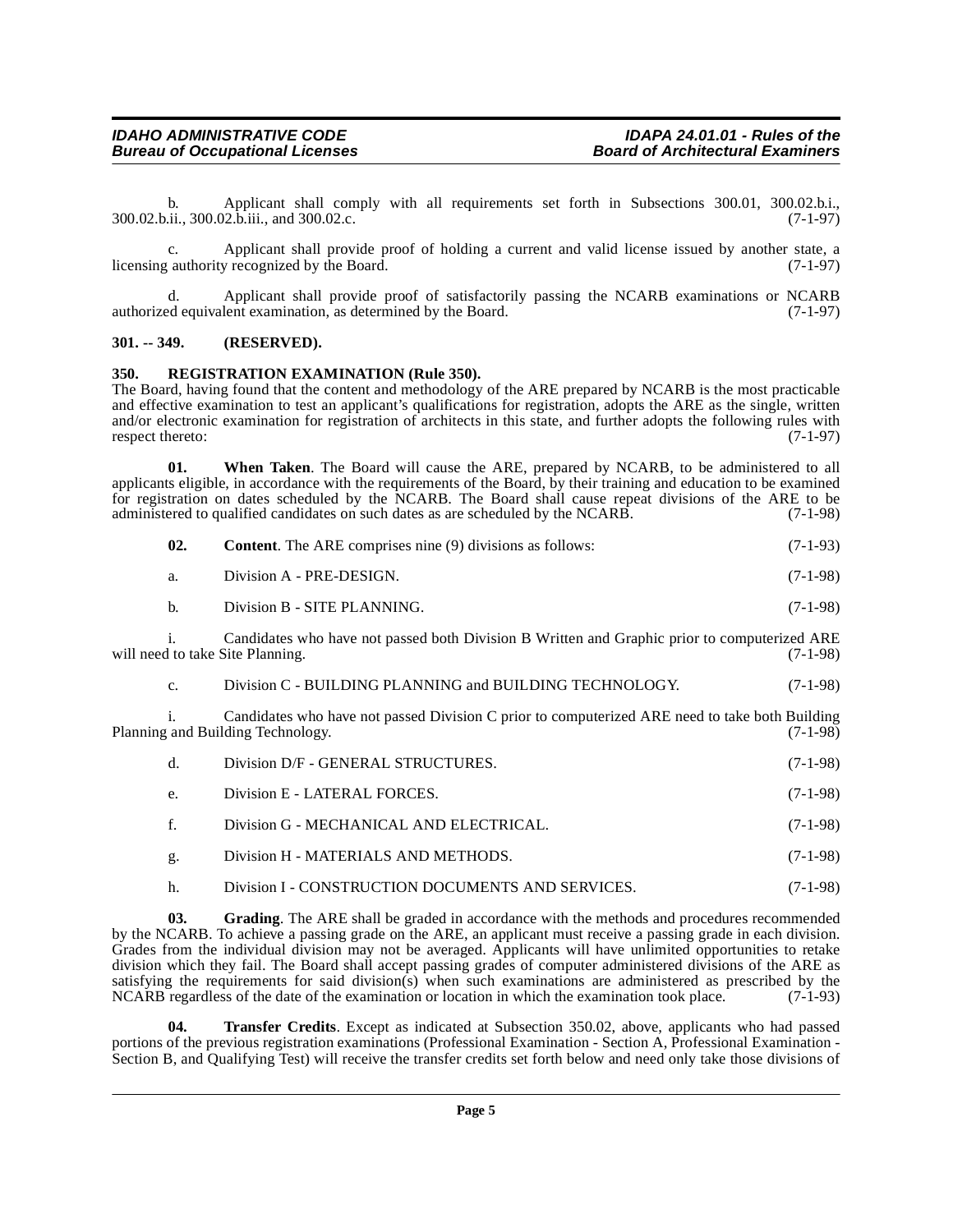b. Applicant shall comply with all requirements set forth in Subsections 300.01, 300.02.b.i., 300.02.b.ii., 300.02.b.iii., and 300.02.c. (7-1-97)

c. Applicant shall provide proof of holding a current and valid license issued by another state, a licensing authority recognized by the Board. (7-1-97)

d. Applicant shall provide proof of satisfactorily passing the NCARB examinations or NCARB authorized equivalent examination, as determined by the Board. (7-1-97)

## 301. -- 349. (RESERVED).

## 350. REGISTRATION EXAMINATION (Rule 350).

The Board, having found that the content and methodology of the ARE prepared by NCARB is the most practicable and effective examination to test an applicant's qualifications for registration, adopts the ARE as the single, written and/or electronic examination for registration of architects in this state, and further adopts the following rules with respect thereto: (7-1-97)

**01. When Taken**. The Board will cause the ARE, prepared by NCARB, to be administered to all applicants eligible, in accordance with the requirements of the Board, by their training and education to be examined for registration on dates scheduled by the NCARB. The Board shall cause repeat divisions of the ARE to be administered to qualified candidates on such dates as are scheduled by the NCARB. (7-1-98)

**02. Content**. The ARE comprises nine (9) divisions as follows: (7-1-93)

a. Division A - PRE-DESIGN. (7-1-98)

b. Division B - SITE PLANNING. (7-1-98)

i. Candidates who have not passed both Division B Written and Graphic prior to computerized ARE will need to take Site Planning. (7-1-98)

c. Division C - BUILDING PLANNING and BUILDING TECHNOLOGY. (7-1-98)

i. Candidates who have not passed Division C prior to computerized ARE need to take both Building Planning and Building Technology. (7-1-98)

d. Division D/F - GENERAL STRUCTURES. (7-1-98)

e. Division E - LATERAL FORCES. (7-1-98)

f. Division G - MECHANICAL AND ELECTRICAL. (7-1-98)

g. Division H - MATERIALS AND METHODS. (7-1-98)

h. Division I - CONSTRUCTION DOCUMENTS AND SERVICES. (7-1-98)

**03. Grading**. The ARE shall be graded in accordance with the methods and procedures recommended by the NCARB. To achieve a passing grade on the ARE, an applicant must receive a passing grade in each division. Grades from the individual division may not be averaged. Applicants will have unlimited opportunities to retake division which they fail. The Board shall accept passing grades of computer administered divisions of the ARE as satisfying the requirements for said division(s) when such examinations are administered as prescribed by the NCARB regardless of the date of the examination or location in which the examination took place. (7-1-93)

**04. Transfer Credits**. Except as indicated at Subsection 350.02, above, applicants who had passed portions of the previous registration examinations (Professional Examination - Section A, Professional Examination - Section B, and Qualifying Test) will receive the transfer credits set forth below and need only take those divisions of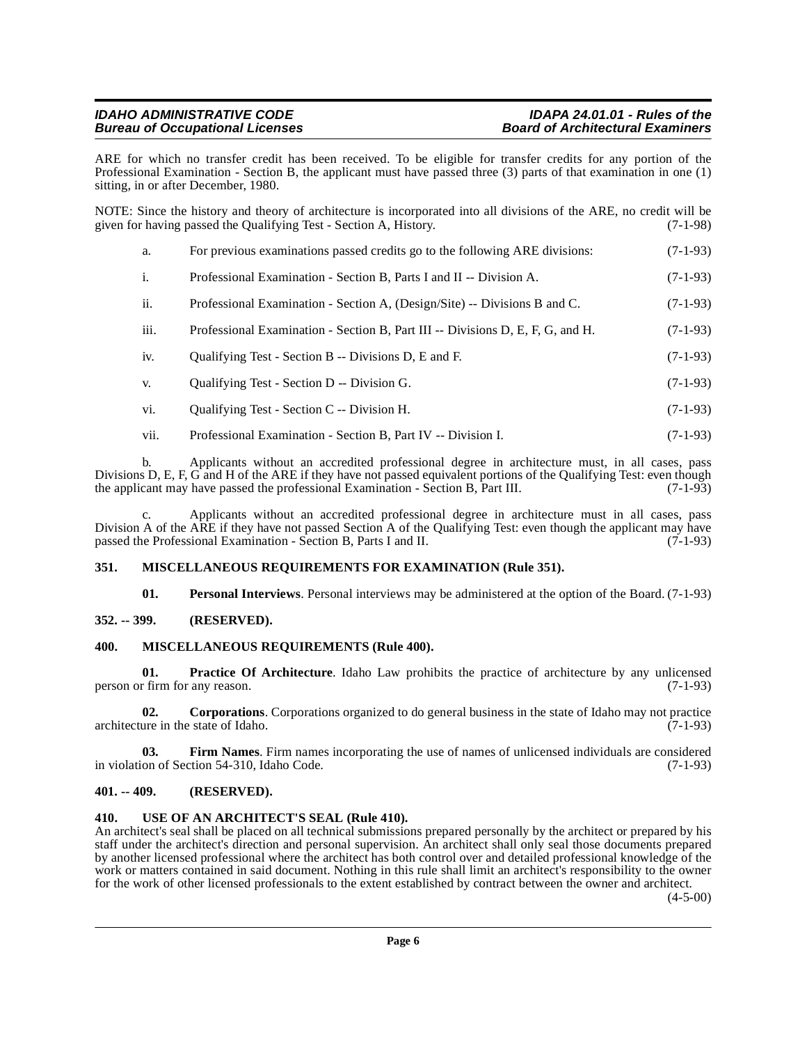ARE for which no transfer credit has been received. To be eligible for transfer credits for any portion of the Professional Examination - Section B, the applicant must have passed three (3) parts of that examination in one (1) sitting, in or after December, 1980.

NOTE: Since the history and theory of architecture is incorporated into all divisions of the ARE, no credit will be given for having passed the Qualifying Test - Section A, History. (7-1-98)

a. For previous examinations passed credits go to the following ARE divisions: (7-1-93)

i. Professional Examination - Section B, Parts I and II -- Division A. (7-1-93)

ii. Professional Examination - Section A, (Design/Site) -- Divisions B and C. (7-1-93)

iii. Professional Examination - Section B, Part III -- Divisions D, E, F, G, and H. (7-1-93)

iv. Qualifying Test - Section B -- Divisions D, E and F. (7-1-93)

v. Qualifying Test - Section D -- Division G. (7-1-93)

vi. Qualifying Test - Section C -- Division H. (7-1-93)

vii. Professional Examination - Section B, Part IV -- Division I. (7-1-93)

b. Applicants without an accredited professional degree in architecture must, in all cases, pass Divisions D, E, F, G and H of the ARE if they have not passed equivalent portions of the Qualifying Test: even though the applicant may have passed the professional Examination - Section B, Part III. (7-1-93)

c. Applicants without an accredited professional degree in architecture must in all cases, pass Division A of the ARE if they have not passed Section A of the Qualifying Test: even though the applicant may have passed the Professional Examination - Section B, Parts I and II. (7-1-93)

### 351. MISCELLANEOUS REQUIREMENTS FOR EXAMINATION (Rule 351).

**01. Personal Interviews**. Personal interviews may be administered at the option of the Board. (7-1-93)

### 352. -- 399. (RESERVED).

### 400. MISCELLANEOUS REQUIREMENTS (Rule 400).

**01. Practice Of Architecture**. Idaho Law prohibits the practice of architecture by any unlicensed person or firm for any reason. (7-1-93)

**02. Corporations**. Corporations organized to do general business in the state of Idaho may not practice architecture in the state of Idaho. (7-1-93)

**03. Firm Names**. Firm names incorporating the use of names of unlicensed individuals are considered in violation of Section 54-310, Idaho Code. (7-1-93)

### 401. -- 409. (RESERVED).

### 410. USE OF AN ARCHITECT'S SEAL (Rule 410).

An architect's seal shall be placed on all technical submissions prepared personally by the architect or prepared by his staff under the architect's direction and personal supervision. An architect shall only seal those documents prepared by another licensed professional where the architect has both control over and detailed professional knowledge of the work or matters contained in said document. Nothing in this rule shall limit an architect's responsibility to the owner for the work of other licensed professionals to the extent established by contract between the owner and architect. (4-5-00)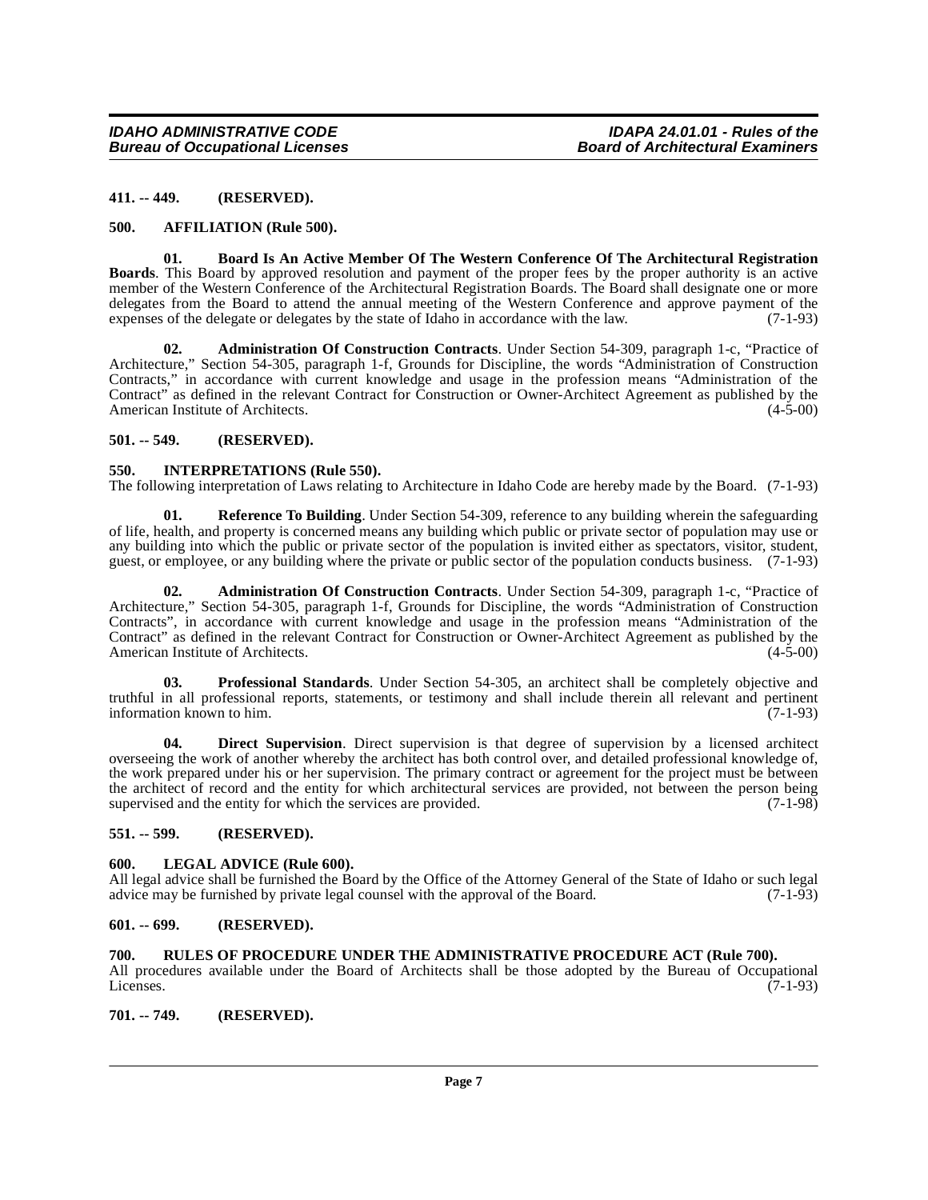### 411. -- 449. (RESERVED).

### 500. AFFILIATION (Rule 500).

**01. Board Is An Active Member Of The Western Conference Of The Architectural Registration Boards**. This Board by approved resolution and payment of the proper fees by the proper authority is an active member of the Western Conference of the Architectural Registration Boards. The Board shall designate one or more delegates from the Board to attend the annual meeting of the Western Conference and approve payment of the expenses of the delegate or delegates by the state of Idaho in accordance with the law. (7-1-93)

**02. Administration Of Construction Contracts**. Under Section 54-309, paragraph 1-c, "Practice of Architecture," Section 54-305, paragraph 1-f, Grounds for Discipline, the words "Administration of Construction Contracts," in accordance with current knowledge and usage in the profession means "Administration of the Contract" as defined in the relevant Contract for Construction or Owner-Architect Agreement as published by the American Institute of Architects. (4-5-00)

### 501. -- 549. (RESERVED).

### 550. INTERPRETATIONS (Rule 550).

The following interpretation of Laws relating to Architecture in Idaho Code are hereby made by the Board. (7-1-93)

**01. Reference To Building**. Under Section 54-309, reference to any building wherein the safeguarding of life, health, and property is concerned means any building which public or private sector of population may use or any building into which the public or private sector of the population is invited either as spectators, visitor, student, guest, or employee, or any building where the private or public sector of the population conducts business. (7-1-93)

**02. Administration Of Construction Contracts**. Under Section 54-309, paragraph 1-c, "Practice of Architecture," Section 54-305, paragraph 1-f, Grounds for Discipline, the words "Administration of Construction Contracts", in accordance with current knowledge and usage in the profession means "Administration of the Contract" as defined in the relevant Contract for Construction or Owner-Architect Agreement as published by the American Institute of Architects. (4-5-00)

**03. Professional Standards**. Under Section 54-305, an architect shall be completely objective and truthful in all professional reports, statements, or testimony and shall include therein all relevant and pertinent information known to him. (7-1-93)

**04. Direct Supervision**. Direct supervision is that degree of supervision by a licensed architect overseeing the work of another whereby the architect has both control over, and detailed professional knowledge of, the work prepared under his or her supervision. The primary contract or agreement for the project must be between the architect of record and the entity for which architectural services are provided, not between the person being supervised and the entity for which the services are provided. (7-1-98)

### 551. -- 599. (RESERVED).

### 600. LEGAL ADVICE (Rule 600).

All legal advice shall be furnished the Board by the Office of the Attorney General of the State of Idaho or such legal advice may be furnished by private legal counsel with the approval of the Board. (7-1-93)

### 601. -- 699. (RESERVED).

### 700. RULES OF PROCEDURE UNDER THE ADMINISTRATIVE PROCEDURE ACT (Rule 700).

All procedures available under the Board of Architects shall be those adopted by the Bureau of Occupational Licenses. (7-1-93)

### 701. -- 749. (RESERVED).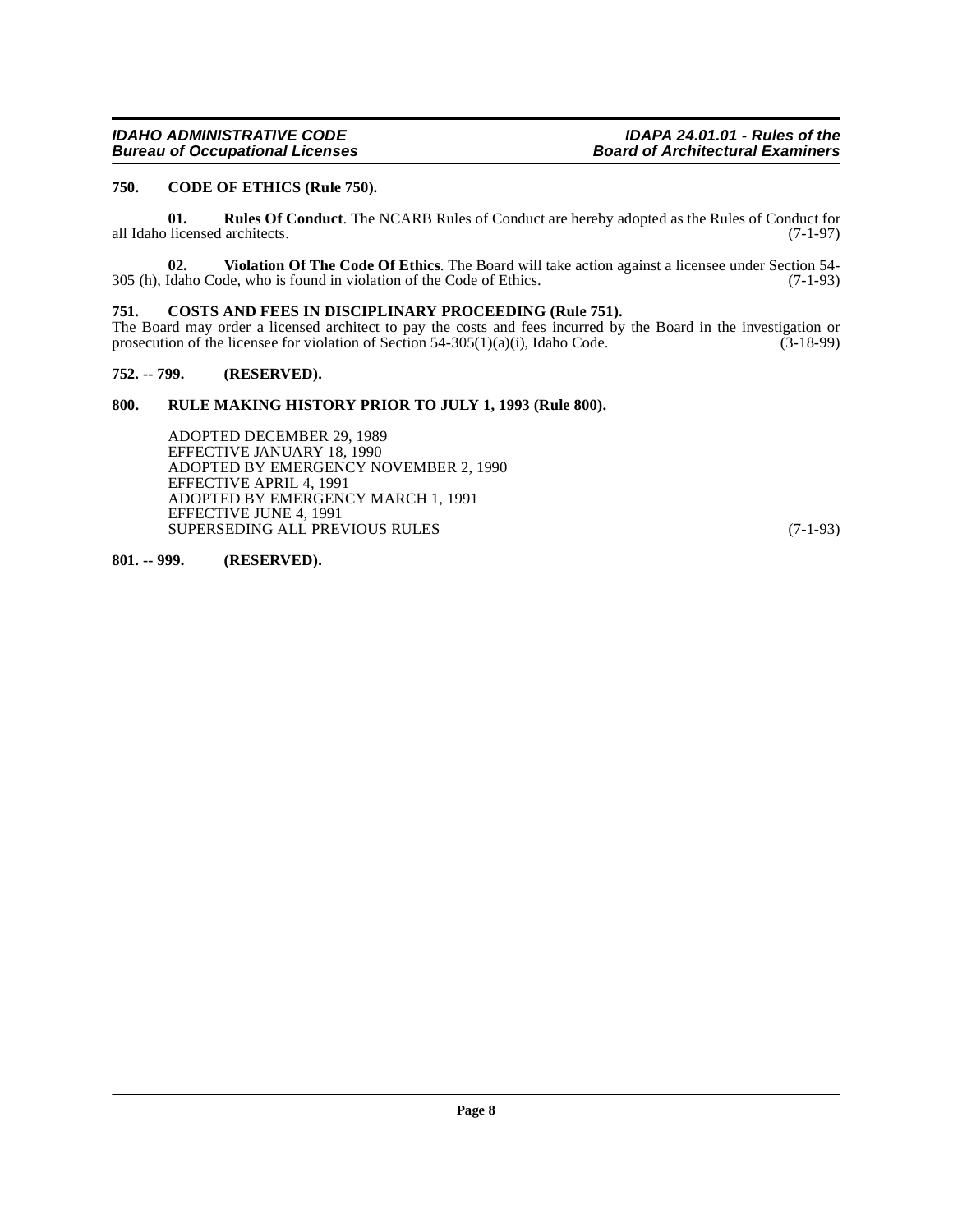### 750. CODE OF ETHICS (Rule 750).

**01. Rules Of Conduct**. The NCARB Rules of Conduct are hereby adopted as the Rules of Conduct for all Idaho licensed architects. (7-1-97)

**02. Violation Of The Code Of Ethics**. The Board will take action against a licensee under Section 54-305 (h), Idaho Code, who is found in violation of the Code of Ethics. (7-1-93)

### 751. COSTS AND FEES IN DISCIPLINARY PROCEEDING (Rule 751).

The Board may order a licensed architect to pay the costs and fees incurred by the Board in the investigation or prosecution of the licensee for violation of Section 54-305(1)(a)(i), Idaho Code. (3-18-99)

### 752. -- 799. (RESERVED).

### 800. RULE MAKING HISTORY PRIOR TO JULY 1, 1993 (Rule 800).

ADOPTED DECEMBER 29, 1989
EFFECTIVE JANUARY 18, 1990
ADOPTED BY EMERGENCY NOVEMBER 2, 1990
EFFECTIVE APRIL 4, 1991
ADOPTED BY EMERGENCY MARCH 1, 1991
EFFECTIVE JUNE 4, 1991
SUPERSEDING ALL PREVIOUS RULES (7-1-93)

### 801. -- 999. (RESERVED).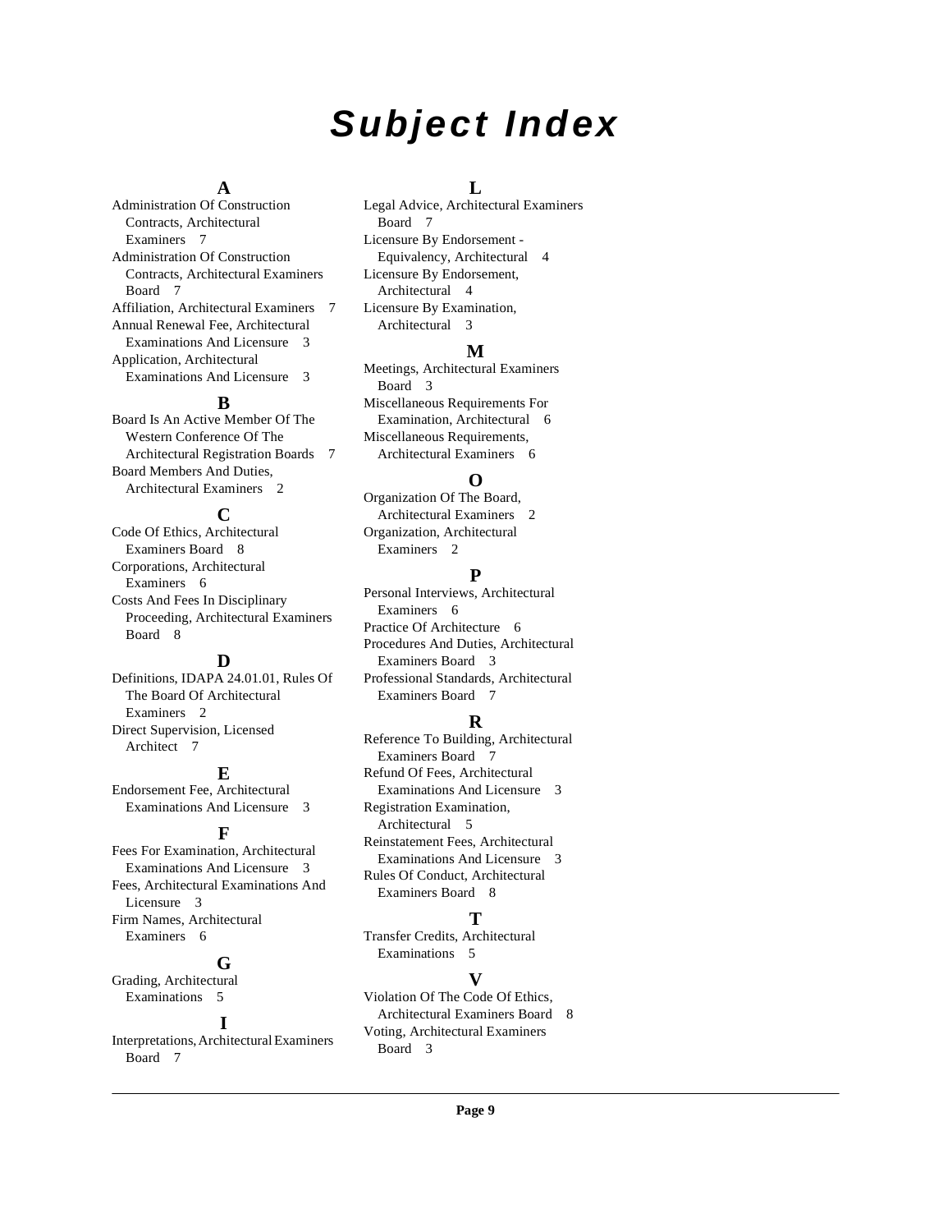# Subject Index

**A**

Administration Of Construction Contracts, Architectural Examiners 7
Administration Of Construction Contracts, Architectural Examiners Board 7
Affiliation, Architectural Examiners 7
Annual Renewal Fee, Architectural Examinations And Licensure 3
Application, Architectural Examinations And Licensure 3

**B**

Board Is An Active Member Of The Western Conference Of The Architectural Registration Boards 7
Board Members And Duties, Architectural Examiners 2

**C**

Code Of Ethics, Architectural Examiners Board 8
Corporations, Architectural Examiners 6
Costs And Fees In Disciplinary Proceeding, Architectural Examiners Board 8

**D**

Definitions, IDAPA 24.01.01, Rules Of The Board Of Architectural Examiners 2
Direct Supervision, Licensed Architect 7

**E**

Endorsement Fee, Architectural Examinations And Licensure 3

**F**

Fees For Examination, Architectural Examinations And Licensure 3
Fees, Architectural Examinations And Licensure 3
Firm Names, Architectural Examiners 6

**G**

Grading, Architectural Examinations 5

**I**

Interpretations, Architectural Examiners Board 7

**L**

Legal Advice, Architectural Examiners Board 7
Licensure By Endorsement - Equivalency, Architectural 4
Licensure By Endorsement, Architectural 4
Licensure By Examination, Architectural 3

**M**

Meetings, Architectural Examiners Board 3
Miscellaneous Requirements For Examination, Architectural 6
Miscellaneous Requirements, Architectural Examiners 6

**O**

Organization Of The Board, Architectural Examiners 2
Organization, Architectural Examiners 2

**P**

Personal Interviews, Architectural Examiners 6
Practice Of Architecture 6
Procedures And Duties, Architectural Examiners Board 3
Professional Standards, Architectural Examiners Board 7

**R**

Reference To Building, Architectural Examiners Board 7
Refund Of Fees, Architectural Examinations And Licensure 3
Registration Examination, Architectural 5
Reinstatement Fees, Architectural Examinations And Licensure 3
Rules Of Conduct, Architectural Examiners Board 8

**T**

Transfer Credits, Architectural Examinations 5

**V**

Violation Of The Code Of Ethics, Architectural Examiners Board 8
Voting, Architectural Examiners Board 3